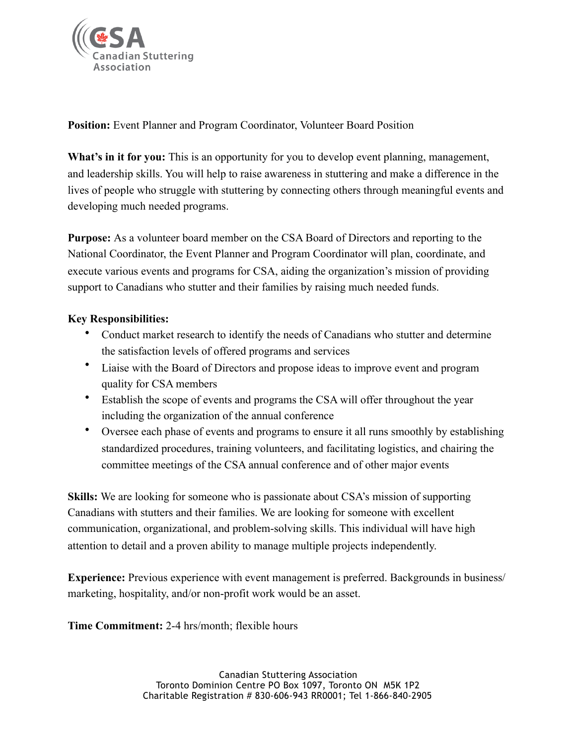**Position:** Event Planner and Program Coordinator, Volunteer Board Position

**What's in it for you:** This is an opportunity for you to develop event planning, management, and leadership skills. You will help to raise awareness in stuttering and make a difference in the lives of people who struggle with stuttering by connecting others through meaningful events and developing much needed programs.

**Purpose:** As a volunteer board member on the CSA Board of Directors and reporting to the National Coordinator, the Event Planner and Program Coordinator will plan, coordinate, and execute various events and programs for CSA, aiding the organization's mission of providing support to Canadians who stutter and their families by raising much needed funds.

**Key Responsibilities:**

- Conduct market research to identify the needs of Canadians who stutter and determine the satisfaction levels of offered programs and services
- Liaise with the Board of Directors and propose ideas to improve event and program quality for CSA members
- Establish the scope of events and programs the CSA will offer throughout the year including the organization of the annual conference
- Oversee each phase of events and programs to ensure it all runs smoothly by establishing standardized procedures, training volunteers, and facilitating logistics, and chairing the committee meetings of the CSA annual conference and of other major events

**Skills:** We are looking for someone who is passionate about CSA's mission of supporting Canadians with stutters and their families. We are looking for someone with excellent communication, organizational, and problem-solving skills. This individual will have high attention to detail and a proven ability to manage multiple projects independently.

**Experience:** Previous experience with event management is preferred. Backgrounds in business/ marketing, hospitality, and/or non-profit work would be an asset.

**Time Commitment:** 2-4 hrs/month; flexible hours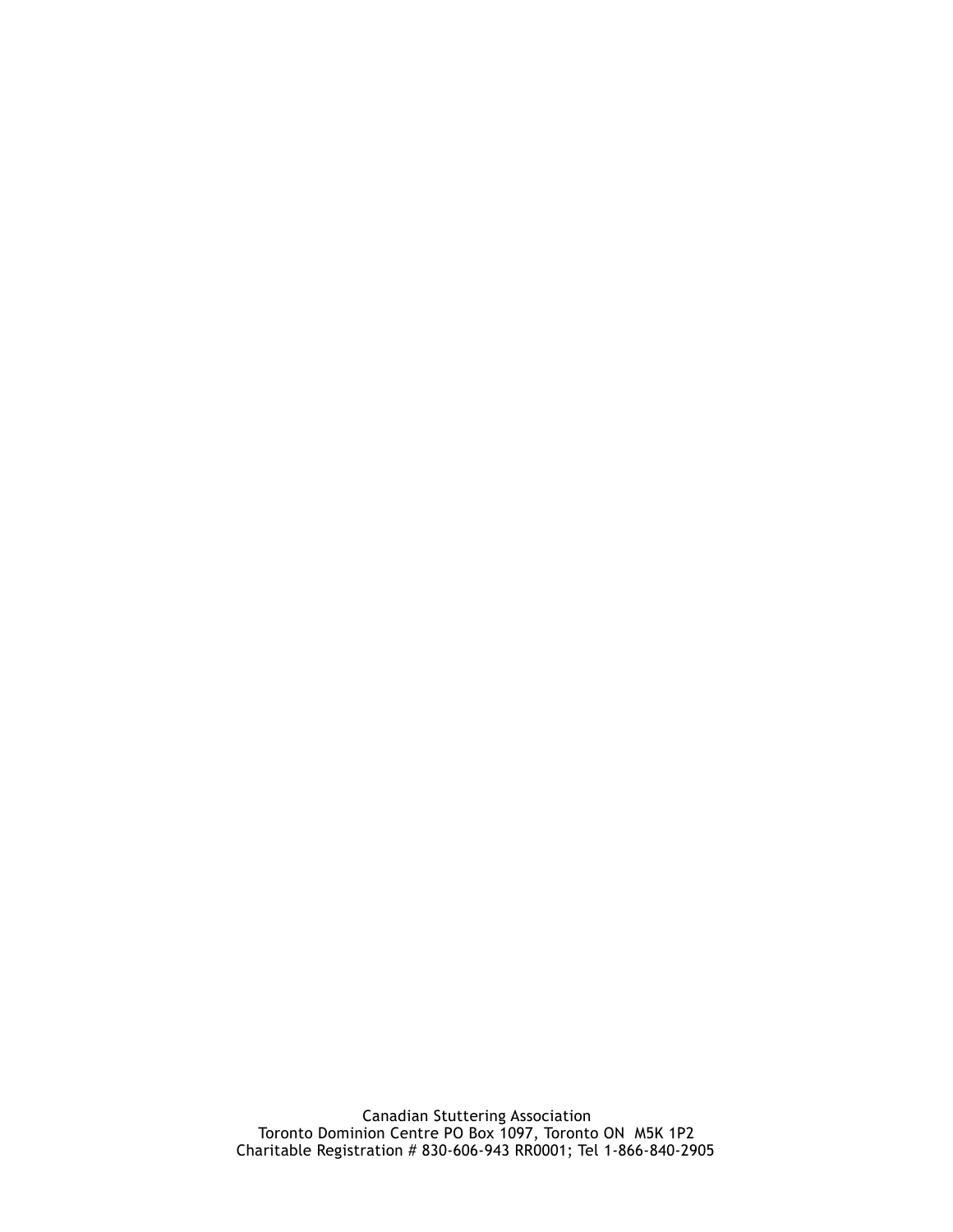Canadian Stuttering Association
Toronto Dominion Centre PO Box 1097, Toronto ON  M5K 1P2
Charitable Registration # 830-606-943 RR0001; Tel 1-866-840-2905